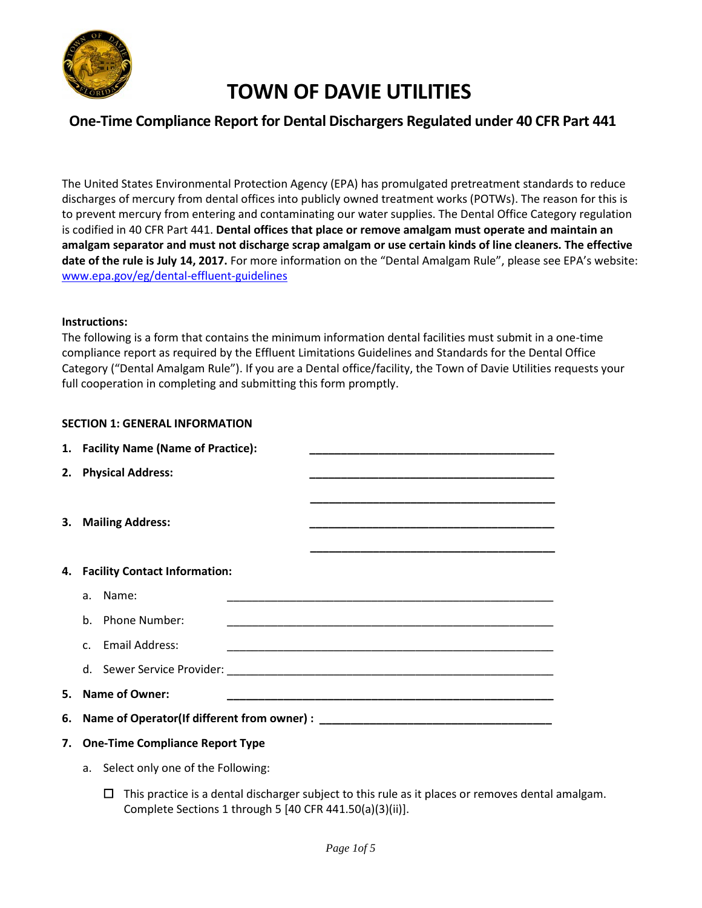# TOWN OF DAVIE UTILITIES

## One-Time Compliance Report for Dental Dischargers Regulated under 40 CFR Part 441

The United States Environmental Protection Agency (EPA) has promulgated pretreatment standards to reduce discharges of mercury from dental offices into publicly owned treatment works (POTWs). The reason for this is to prevent mercury from entering and contaminating our water supplies. The Dental Office Category regulation is codified in 40 CFR Part 441. **Dental offices that place or remove amalgam must operate and maintain an amalgam separator and must not discharge scrap amalgam or use certain kinds of line cleaners. The effective date of the rule is July 14, 2017.** For more information on the "Dental Amalgam Rule", please see EPA's website: [www.epa.gov/eg/dental-effluent-guidelines](http://www.epa.gov/eg/dental-effluent-guidelines)

**Instructions:**

The following is a form that contains the minimum information dental facilities must submit in a one-time compliance report as required by the Effluent Limitations Guidelines and Standards for the Dental Office Category ("Dental Amalgam Rule"). If you are a Dental office/facility, the Town of Davie Utilities requests your full cooperation in completing and submitting this form promptly.

**SECTION 1: GENERAL INFORMATION**

1. **Facility Name (Name of Practice):** ________________________________________
2. **Physical Address:** ________________________________________

   ________________________________________
3. **Mailing Address:** ________________________________________

   ________________________________________
4. **Facility Contact Information:**
   a. Name: ________________________________________
   b. Phone Number: ________________________________________
   c. Email Address: ________________________________________
   d. Sewer Service Provider: ________________________________________
5. **Name of Owner:** ________________________________________
6. **Name of Operator(If different from owner) :** ________________________________________
7. **One-Time Compliance Report Type**
   a. Select only one of the Following:

      ☐ This practice is a dental discharger subject to this rule as it places or removes dental amalgam. Complete Sections 1 through 5 [40 CFR 441.50(a)(3)(ii)].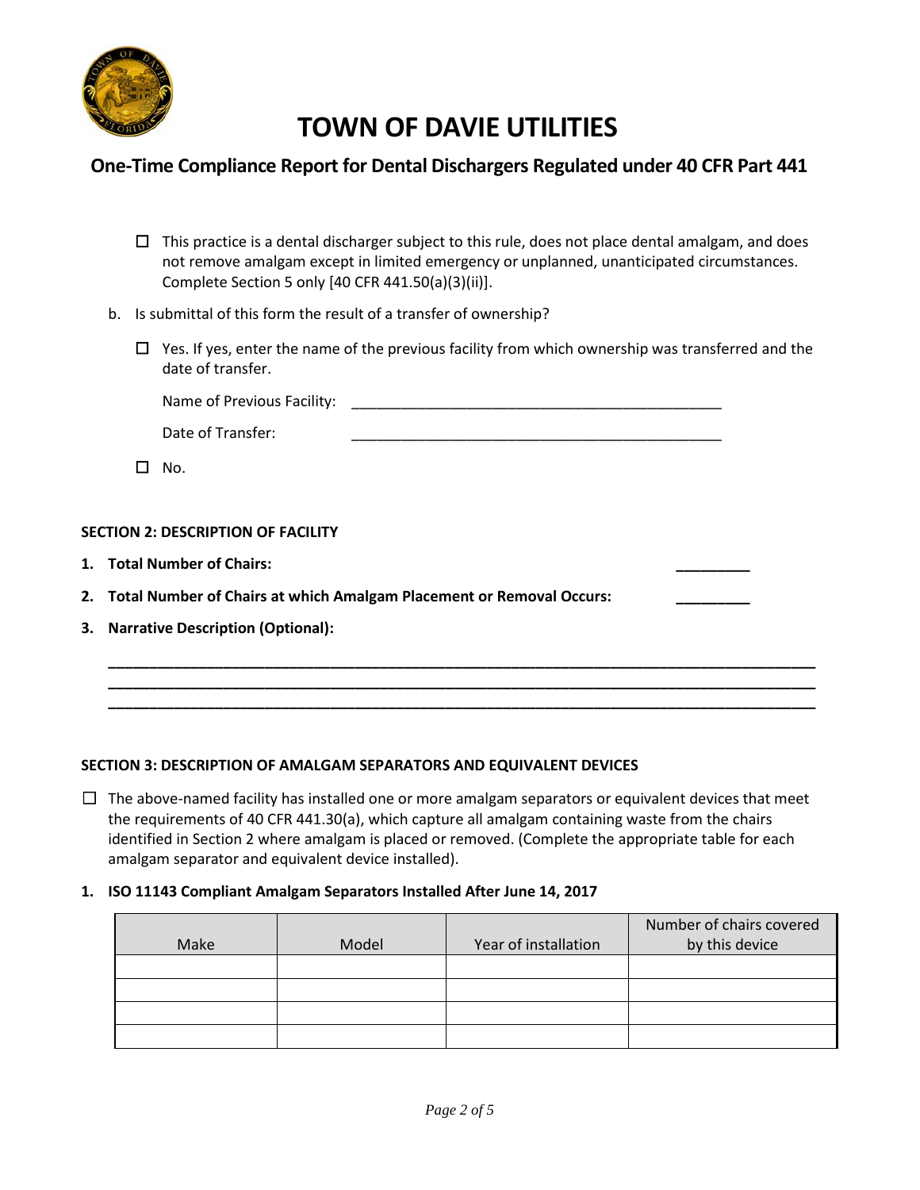# TOWN OF DAVIE UTILITIES

## One-Time Compliance Report for Dental Dischargers Regulated under 40 CFR Part 441

- ☐ This practice is a dental discharger subject to this rule, does not place dental amalgam, and does not remove amalgam except in limited emergency or unplanned, unanticipated circumstances. Complete Section 5 only [40 CFR 441.50(a)(3)(ii)].

b. Is submittal of this form the result of a transfer of ownership?

- ☐ Yes. If yes, enter the name of the previous facility from which ownership was transferred and the date of transfer.

  Name of Previous Facility: ______________________________________________

  Date of Transfer: ______________________________________________

- ☐ No.

**SECTION 2: DESCRIPTION OF FACILITY**

1. **Total Number of Chairs:** _________
2. **Total Number of Chairs at which Amalgam Placement or Removal Occurs:** _________
3. **Narrative Description (Optional):**

_____________________________________________________________________________________
_____________________________________________________________________________________
_____________________________________________________________________________________

**SECTION 3: DESCRIPTION OF AMALGAM SEPARATORS AND EQUIVALENT DEVICES**

☐ The above-named facility has installed one or more amalgam separators or equivalent devices that meet the requirements of 40 CFR 441.30(a), which capture all amalgam containing waste from the chairs identified in Section 2 where amalgam is placed or removed. (Complete the appropriate table for each amalgam separator and equivalent device installed).

1. **ISO 11143 Compliant Amalgam Separators Installed After June 14, 2017**

| Make | Model | Year of installation | Number of chairs covered by this device |
|---|---|---|---|
| | | | |
| | | | |
| | | | |
| | | | |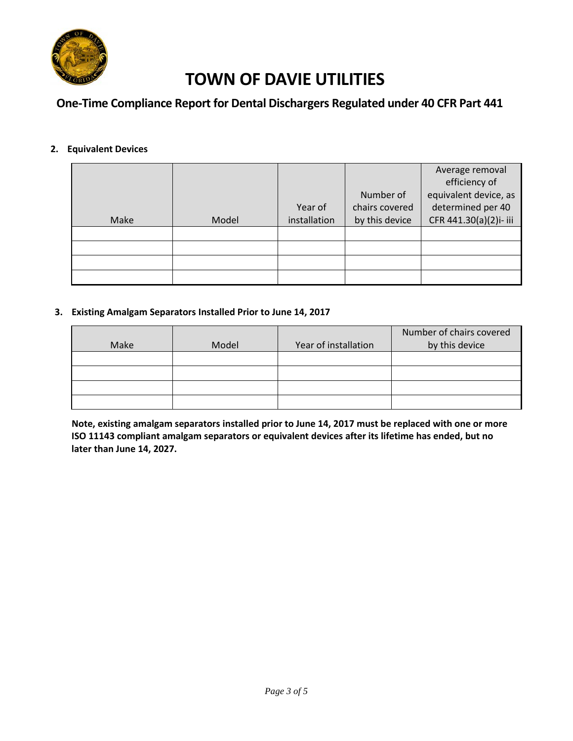# TOWN OF DAVIE UTILITIES

## One-Time Compliance Report for Dental Dischargers Regulated under 40 CFR Part 441

**2. Equivalent Devices**

| Make | Model | Year of installation | Number of chairs covered by this device | Average removal efficiency of equivalent device, as determined per 40 CFR 441.30(a)(2)i- iii |
|---|---|---|---|---|
| | | | | |
| | | | | |
| | | | | |
| | | | | |

**3. Existing Amalgam Separators Installed Prior to June 14, 2017**

| Make | Model | Year of installation | Number of chairs covered by this device |
|---|---|---|---|
| | | | |
| | | | |
| | | | |
| | | | |

**Note, existing amalgam separators installed prior to June 14, 2017 must be replaced with one or more ISO 11143 compliant amalgam separators or equivalent devices after its lifetime has ended, but no later than June 14, 2027.**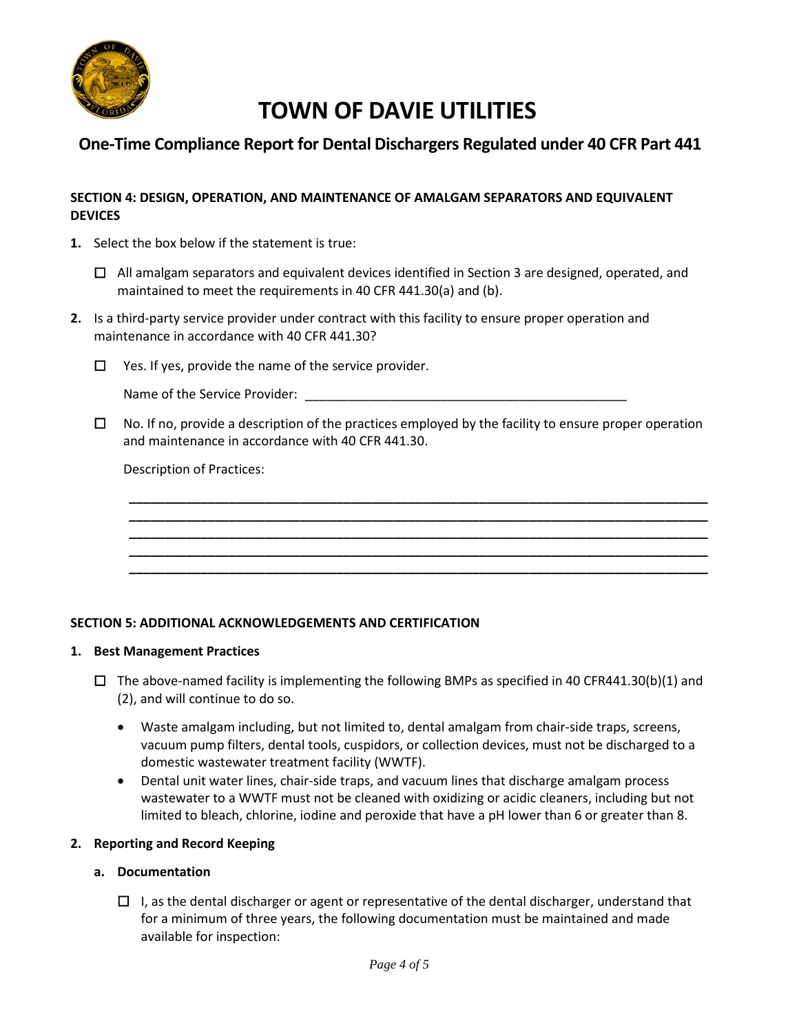# TOWN OF DAVIE UTILITIES

## One-Time Compliance Report for Dental Dischargers Regulated under 40 CFR Part 441

**SECTION 4: DESIGN, OPERATION, AND MAINTENANCE OF AMALGAM SEPARATORS AND EQUIVALENT DEVICES**

1. Select the box below if the statement is true:

   ☐ All amalgam separators and equivalent devices identified in Section 3 are designed, operated, and maintained to meet the requirements in 40 CFR 441.30(a) and (b).

2. Is a third-party service provider under contract with this facility to ensure proper operation and maintenance in accordance with 40 CFR 441.30?

   ☐ Yes. If yes, provide the name of the service provider.

   Name of the Service Provider: ______________________________________________

   ☐ No. If no, provide a description of the practices employed by the facility to ensure proper operation and maintenance in accordance with 40 CFR 441.30.

   Description of Practices:

   ________________________________________________________________________________
   ________________________________________________________________________________
   ________________________________________________________________________________
   ________________________________________________________________________________
   ________________________________________________________________________________

**SECTION 5: ADDITIONAL ACKNOWLEDGEMENTS AND CERTIFICATION**

1. **Best Management Practices**

   ☐ The above-named facility is implementing the following BMPs as specified in 40 CFR441.30(b)(1) and (2), and will continue to do so.

   - Waste amalgam including, but not limited to, dental amalgam from chair-side traps, screens, vacuum pump filters, dental tools, cuspidors, or collection devices, must not be discharged to a domestic wastewater treatment facility (WWTF).
   - Dental unit water lines, chair-side traps, and vacuum lines that discharge amalgam process wastewater to a WWTF must not be cleaned with oxidizing or acidic cleaners, including but not limited to bleach, chlorine, iodine and peroxide that have a pH lower than 6 or greater than 8.

2. **Reporting and Record Keeping**

   a. **Documentation**

   ☐ I, as the dental discharger or agent or representative of the dental discharger, understand that for a minimum of three years, the following documentation must be maintained and made available for inspection: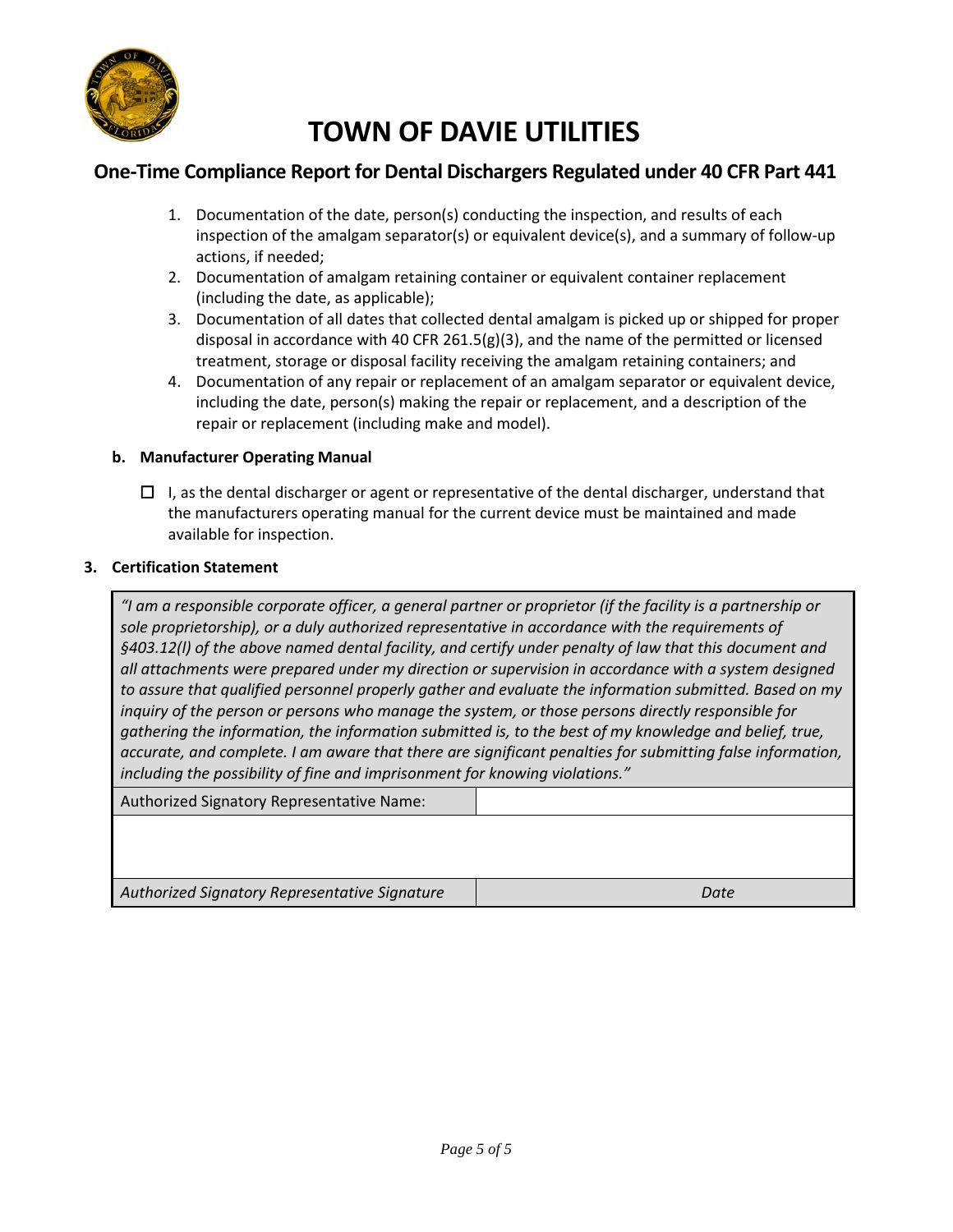# TOWN OF DAVIE UTILITIES

## One-Time Compliance Report for Dental Dischargers Regulated under 40 CFR Part 441

1. Documentation of the date, person(s) conducting the inspection, and results of each inspection of the amalgam separator(s) or equivalent device(s), and a summary of follow-up actions, if needed;
2. Documentation of amalgam retaining container or equivalent container replacement (including the date, as applicable);
3. Documentation of all dates that collected dental amalgam is picked up or shipped for proper disposal in accordance with 40 CFR 261.5(g)(3), and the name of the permitted or licensed treatment, storage or disposal facility receiving the amalgam retaining containers; and
4. Documentation of any repair or replacement of an amalgam separator or equivalent device, including the date, person(s) making the repair or replacement, and a description of the repair or replacement (including make and model).

**b. Manufacturer Operating Manual**

☐ I, as the dental discharger or agent or representative of the dental discharger, understand that the manufacturers operating manual for the current device must be maintained and made available for inspection.

**3. Certification Statement**

*"I am a responsible corporate officer, a general partner or proprietor (if the facility is a partnership or sole proprietorship), or a duly authorized representative in accordance with the requirements of §403.12(l) of the above named dental facility, and certify under penalty of law that this document and all attachments were prepared under my direction or supervision in accordance with a system designed to assure that qualified personnel properly gather and evaluate the information submitted. Based on my inquiry of the person or persons who manage the system, or those persons directly responsible for gathering the information, the information submitted is, to the best of my knowledge and belief, true, accurate, and complete. I am aware that there are significant penalties for submitting false information, including the possibility of fine and imprisonment for knowing violations."*

| | |
|---|---|
| Authorized Signatory Representative Name: | |
| | |
| *Authorized Signatory Representative Signature* | *Date* |